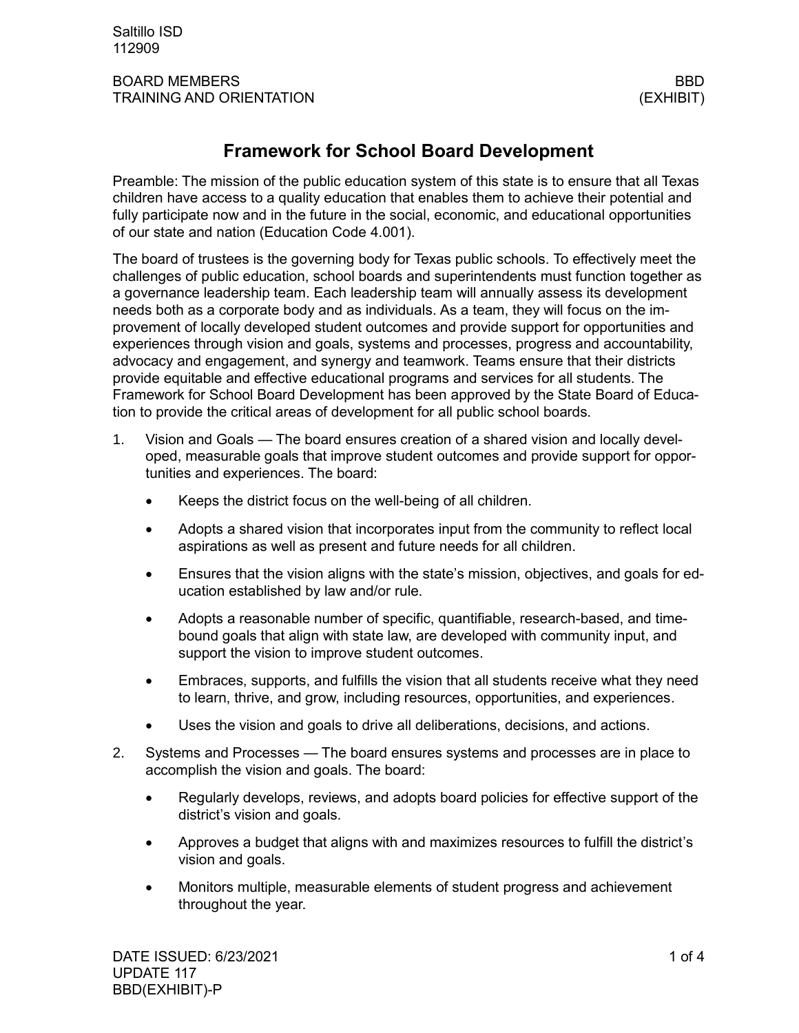# Framework for School Board Development

Preamble: The mission of the public education system of this state is to ensure that all Texas children have access to a quality education that enables them to achieve their potential and fully participate now and in the future in the social, economic, and educational opportunities of our state and nation (Education Code 4.001).

The board of trustees is the governing body for Texas public schools. To effectively meet the challenges of public education, school boards and superintendents must function together as a governance leadership team. Each leadership team will annually assess its development needs both as a corporate body and as individuals. As a team, they will focus on the improvement of locally developed student outcomes and provide support for opportunities and experiences through vision and goals, systems and processes, progress and accountability, advocacy and engagement, and synergy and teamwork. Teams ensure that their districts provide equitable and effective educational programs and services for all students. The Framework for School Board Development has been approved by the State Board of Education to provide the critical areas of development for all public school boards.

1. Vision and Goals — The board ensures creation of a shared vision and locally developed, measurable goals that improve student outcomes and provide support for opportunities and experiences. The board:
   - Keeps the district focus on the well-being of all children.
   - Adopts a shared vision that incorporates input from the community to reflect local aspirations as well as present and future needs for all children.
   - Ensures that the vision aligns with the state's mission, objectives, and goals for education established by law and/or rule.
   - Adopts a reasonable number of specific, quantifiable, research-based, and time-bound goals that align with state law, are developed with community input, and support the vision to improve student outcomes.
   - Embraces, supports, and fulfills the vision that all students receive what they need to learn, thrive, and grow, including resources, opportunities, and experiences.
   - Uses the vision and goals to drive all deliberations, decisions, and actions.
2. Systems and Processes — The board ensures systems and processes are in place to accomplish the vision and goals. The board:
   - Regularly develops, reviews, and adopts board policies for effective support of the district's vision and goals.
   - Approves a budget that aligns with and maximizes resources to fulfill the district's vision and goals.
   - Monitors multiple, measurable elements of student progress and achievement throughout the year.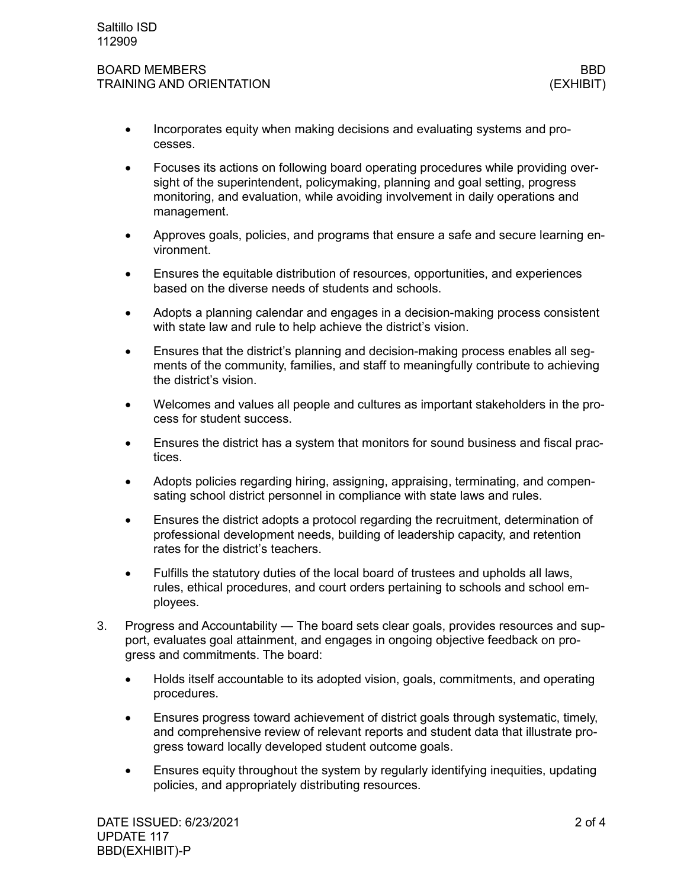- Incorporates equity when making decisions and evaluating systems and processes.
- Focuses its actions on following board operating procedures while providing oversight of the superintendent, policymaking, planning and goal setting, progress monitoring, and evaluation, while avoiding involvement in daily operations and management.
- Approves goals, policies, and programs that ensure a safe and secure learning environment.
- Ensures the equitable distribution of resources, opportunities, and experiences based on the diverse needs of students and schools.
- Adopts a planning calendar and engages in a decision-making process consistent with state law and rule to help achieve the district's vision.
- Ensures that the district's planning and decision-making process enables all segments of the community, families, and staff to meaningfully contribute to achieving the district's vision.
- Welcomes and values all people and cultures as important stakeholders in the process for student success.
- Ensures the district has a system that monitors for sound business and fiscal practices.
- Adopts policies regarding hiring, assigning, appraising, terminating, and compensating school district personnel in compliance with state laws and rules.
- Ensures the district adopts a protocol regarding the recruitment, determination of professional development needs, building of leadership capacity, and retention rates for the district's teachers.
- Fulfills the statutory duties of the local board of trustees and upholds all laws, rules, ethical procedures, and court orders pertaining to schools and school employees.

3. Progress and Accountability — The board sets clear goals, provides resources and support, evaluates goal attainment, and engages in ongoing objective feedback on progress and commitments. The board:
   - Holds itself accountable to its adopted vision, goals, commitments, and operating procedures.
   - Ensures progress toward achievement of district goals through systematic, timely, and comprehensive review of relevant reports and student data that illustrate progress toward locally developed student outcome goals.
   - Ensures equity throughout the system by regularly identifying inequities, updating policies, and appropriately distributing resources.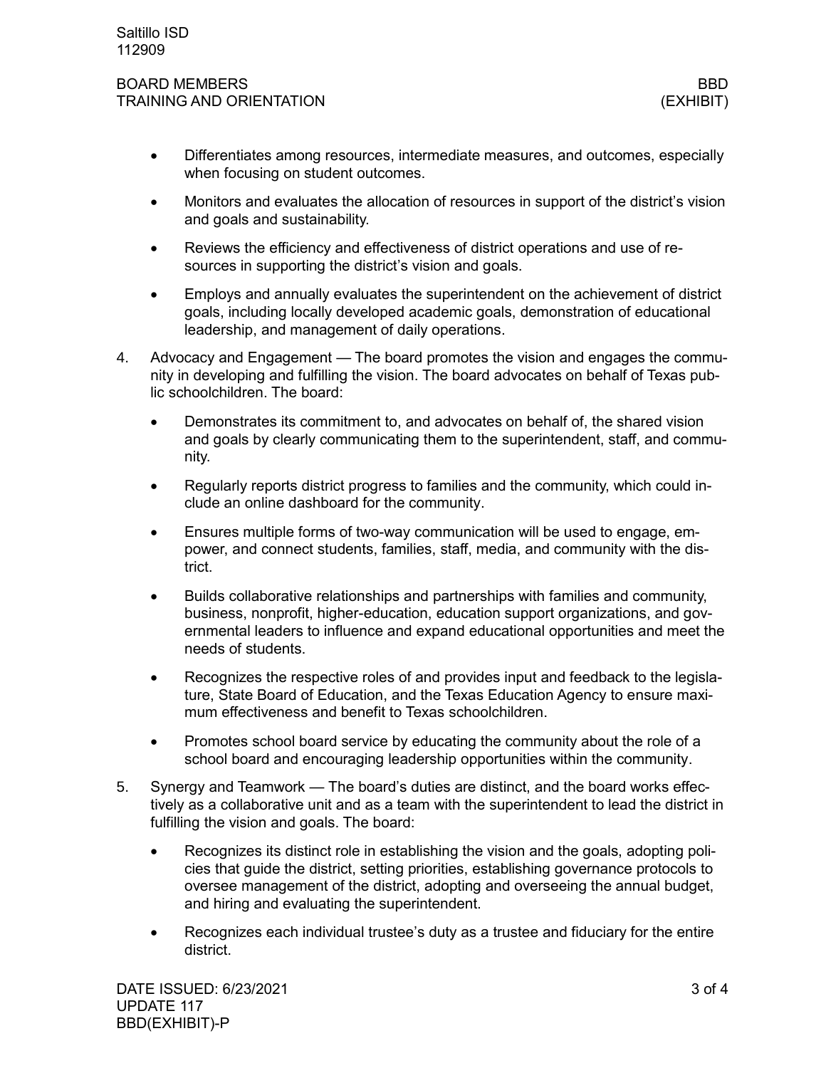- Differentiates among resources, intermediate measures, and outcomes, especially when focusing on student outcomes.
- Monitors and evaluates the allocation of resources in support of the district's vision and goals and sustainability.
- Reviews the efficiency and effectiveness of district operations and use of resources in supporting the district's vision and goals.
- Employs and annually evaluates the superintendent on the achievement of district goals, including locally developed academic goals, demonstration of educational leadership, and management of daily operations.

4. Advocacy and Engagement — The board promotes the vision and engages the community in developing and fulfilling the vision. The board advocates on behalf of Texas public schoolchildren. The board:
   - Demonstrates its commitment to, and advocates on behalf of, the shared vision and goals by clearly communicating them to the superintendent, staff, and community.
   - Regularly reports district progress to families and the community, which could include an online dashboard for the community.
   - Ensures multiple forms of two-way communication will be used to engage, empower, and connect students, families, staff, media, and community with the district.
   - Builds collaborative relationships and partnerships with families and community, business, nonprofit, higher-education, education support organizations, and governmental leaders to influence and expand educational opportunities and meet the needs of students.
   - Recognizes the respective roles of and provides input and feedback to the legislature, State Board of Education, and the Texas Education Agency to ensure maximum effectiveness and benefit to Texas schoolchildren.
   - Promotes school board service by educating the community about the role of a school board and encouraging leadership opportunities within the community.
5. Synergy and Teamwork — The board's duties are distinct, and the board works effectively as a collaborative unit and as a team with the superintendent to lead the district in fulfilling the vision and goals. The board:
   - Recognizes its distinct role in establishing the vision and the goals, adopting policies that guide the district, setting priorities, establishing governance protocols to oversee management of the district, adopting and overseeing the annual budget, and hiring and evaluating the superintendent.
   - Recognizes each individual trustee's duty as a trustee and fiduciary for the entire district.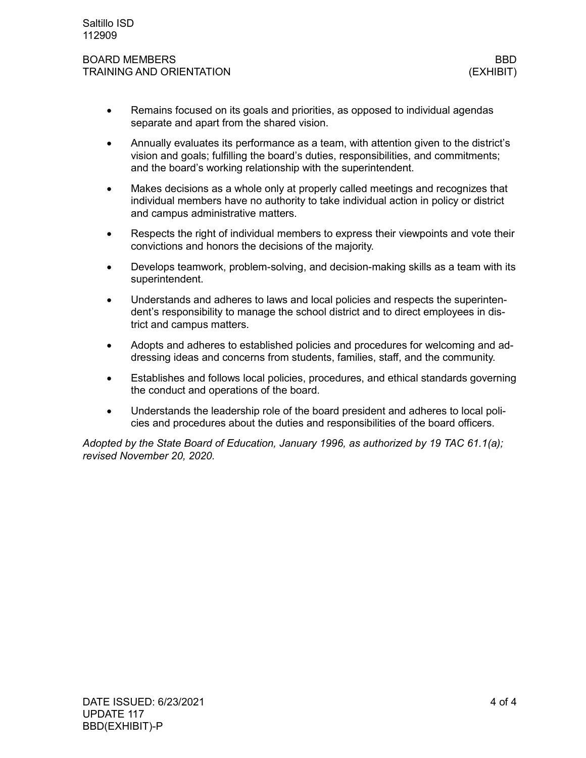- Remains focused on its goals and priorities, as opposed to individual agendas separate and apart from the shared vision.
- Annually evaluates its performance as a team, with attention given to the district's vision and goals; fulfilling the board's duties, responsibilities, and commitments; and the board's working relationship with the superintendent.
- Makes decisions as a whole only at properly called meetings and recognizes that individual members have no authority to take individual action in policy or district and campus administrative matters.
- Respects the right of individual members to express their viewpoints and vote their convictions and honors the decisions of the majority.
- Develops teamwork, problem-solving, and decision-making skills as a team with its superintendent.
- Understands and adheres to laws and local policies and respects the superintendent's responsibility to manage the school district and to direct employees in district and campus matters.
- Adopts and adheres to established policies and procedures for welcoming and addressing ideas and concerns from students, families, staff, and the community.
- Establishes and follows local policies, procedures, and ethical standards governing the conduct and operations of the board.
- Understands the leadership role of the board president and adheres to local policies and procedures about the duties and responsibilities of the board officers.

*Adopted by the State Board of Education, January 1996, as authorized by 19 TAC 61.1(a); revised November 20, 2020.*